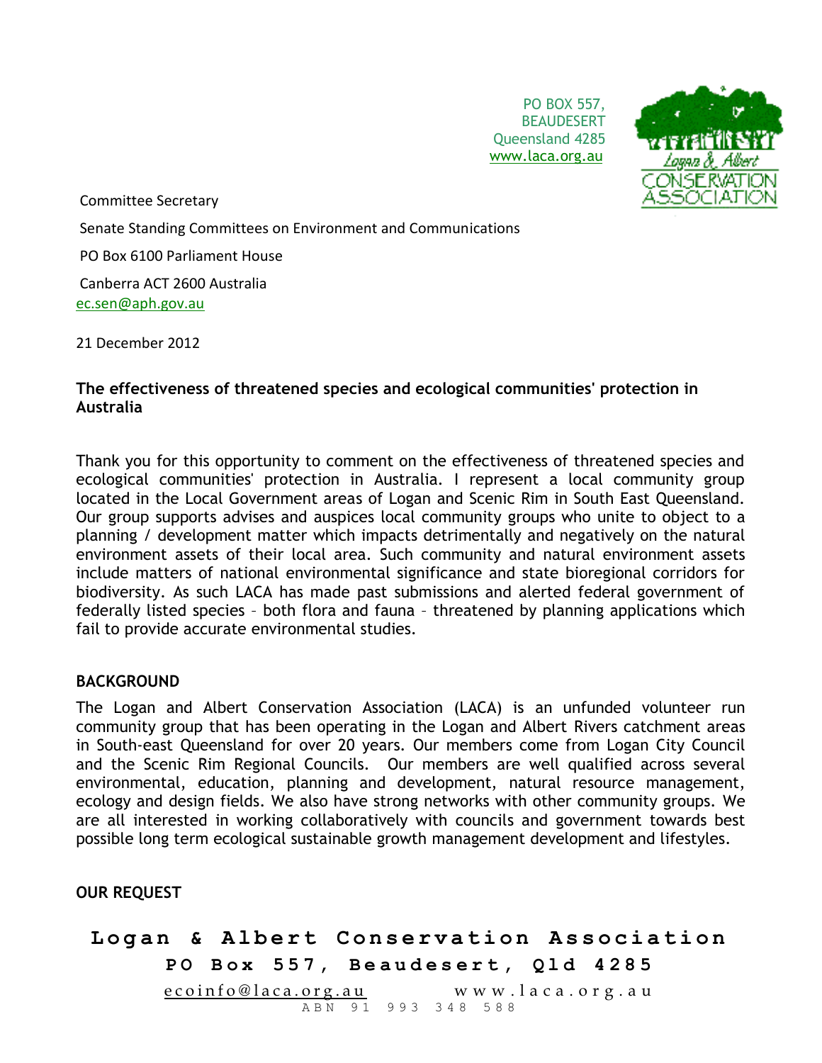PO BOX 557,
BEAUDESERT
Queensland 4285
www.laca.org.au

Committee Secretary

Senate Standing Committees on Environment and Communications

PO Box 6100 Parliament House

Canberra ACT 2600 Australia

ec.sen@aph.gov.au

21 December 2012

**The effectiveness of threatened species and ecological communities' protection in Australia**

Thank you for this opportunity to comment on the effectiveness of threatened species and ecological communities' protection in Australia. I represent a local community group located in the Local Government areas of Logan and Scenic Rim in South East Queensland. Our group supports advises and auspices local community groups who unite to object to a planning / development matter which impacts detrimentally and negatively on the natural environment assets of their local area. Such community and natural environment assets include matters of national environmental significance and state bioregional corridors for biodiversity. As such LACA has made past submissions and alerted federal government of federally listed species – both flora and fauna – threatened by planning applications which fail to provide accurate environmental studies.

**BACKGROUND**

The Logan and Albert Conservation Association (LACA) is an unfunded volunteer run community group that has been operating in the Logan and Albert Rivers catchment areas in South-east Queensland for over 20 years. Our members come from Logan City Council and the Scenic Rim Regional Councils. Our members are well qualified across several environmental, education, planning and development, natural resource management, ecology and design fields. We also have strong networks with other community groups. We are all interested in working collaboratively with councils and government towards best possible long term ecological sustainable growth management development and lifestyles.

**OUR REQUEST**

**Logan & Albert Conservation Association**
**PO Box 557, Beaudesert, Qld 4285**
ecoinfo@laca.org.au www.laca.org.au
ABN 91 993 348 588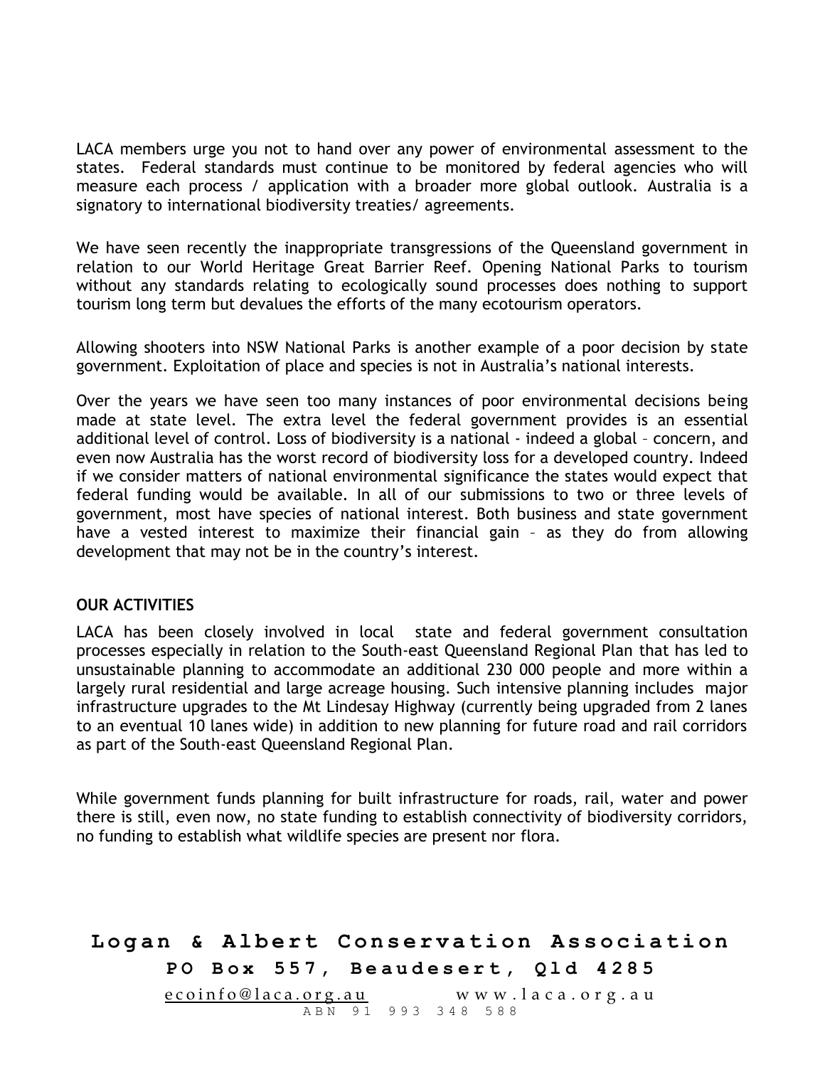LACA members urge you not to hand over any power of environmental assessment to the states. Federal standards must continue to be monitored by federal agencies who will measure each process / application with a broader more global outlook. Australia is a signatory to international biodiversity treaties/ agreements.

We have seen recently the inappropriate transgressions of the Queensland government in relation to our World Heritage Great Barrier Reef. Opening National Parks to tourism without any standards relating to ecologically sound processes does nothing to support tourism long term but devalues the efforts of the many ecotourism operators.

Allowing shooters into NSW National Parks is another example of a poor decision by state government. Exploitation of place and species is not in Australia's national interests.

Over the years we have seen too many instances of poor environmental decisions being made at state level. The extra level the federal government provides is an essential additional level of control. Loss of biodiversity is a national - indeed a global – concern, and even now Australia has the worst record of biodiversity loss for a developed country. Indeed if we consider matters of national environmental significance the states would expect that federal funding would be available. In all of our submissions to two or three levels of government, most have species of national interest. Both business and state government have a vested interest to maximize their financial gain – as they do from allowing development that may not be in the country's interest.

**OUR ACTIVITIES**

LACA has been closely involved in local state and federal government consultation processes especially in relation to the South-east Queensland Regional Plan that has led to unsustainable planning to accommodate an additional 230 000 people and more within a largely rural residential and large acreage housing. Such intensive planning includes major infrastructure upgrades to the Mt Lindesay Highway (currently being upgraded from 2 lanes to an eventual 10 lanes wide) in addition to new planning for future road and rail corridors as part of the South-east Queensland Regional Plan.

While government funds planning for built infrastructure for roads, rail, water and power there is still, even now, no state funding to establish connectivity of biodiversity corridors, no funding to establish what wildlife species are present nor flora.

**Logan & Albert Conservation Association**
**PO Box 557, Beaudesert, Qld 4285**
ecoinfo@laca.org.au www.laca.org.au
ABN 91 993 348 588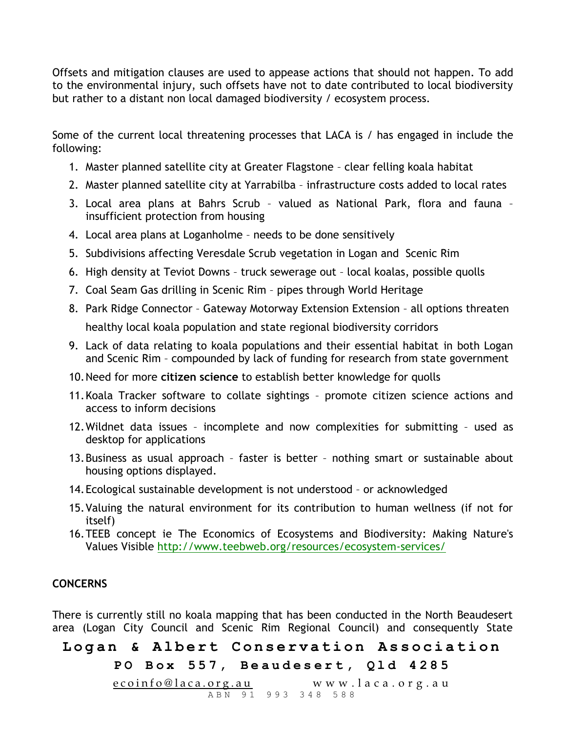Offsets and mitigation clauses are used to appease actions that should not happen. To add to the environmental injury, such offsets have not to date contributed to local biodiversity but rather to a distant non local damaged biodiversity / ecosystem process.

Some of the current local threatening processes that LACA is / has engaged in include the following:

1. Master planned satellite city at Greater Flagstone – clear felling koala habitat
2. Master planned satellite city at Yarrabilba – infrastructure costs added to local rates
3. Local area plans at Bahrs Scrub – valued as National Park, flora and fauna – insufficient protection from housing
4. Local area plans at Loganholme – needs to be done sensitively
5. Subdivisions affecting Veresdale Scrub vegetation in Logan and Scenic Rim
6. High density at Teviot Downs – truck sewerage out – local koalas, possible quolls
7. Coal Seam Gas drilling in Scenic Rim – pipes through World Heritage
8. Park Ridge Connector – Gateway Motorway Extension Extension – all options threaten healthy local koala population and state regional biodiversity corridors
9. Lack of data relating to koala populations and their essential habitat in both Logan and Scenic Rim – compounded by lack of funding for research from state government
10. Need for more **citizen science** to establish better knowledge for quolls
11. Koala Tracker software to collate sightings – promote citizen science actions and access to inform decisions
12. Wildnet data issues – incomplete and now complexities for submitting – used as desktop for applications
13. Business as usual approach – faster is better – nothing smart or sustainable about housing options displayed.
14. Ecological sustainable development is not understood – or acknowledged
15. Valuing the natural environment for its contribution to human wellness (if not for itself)
16. TEEB concept ie The Economics of Ecosystems and Biodiversity: Making Nature's Values Visible http://www.teebweb.org/resources/ecosystem-services/

**CONCERNS**

There is currently still no koala mapping that has been conducted in the North Beaudesert area (Logan City Council and Scenic Rim Regional Council) and consequently State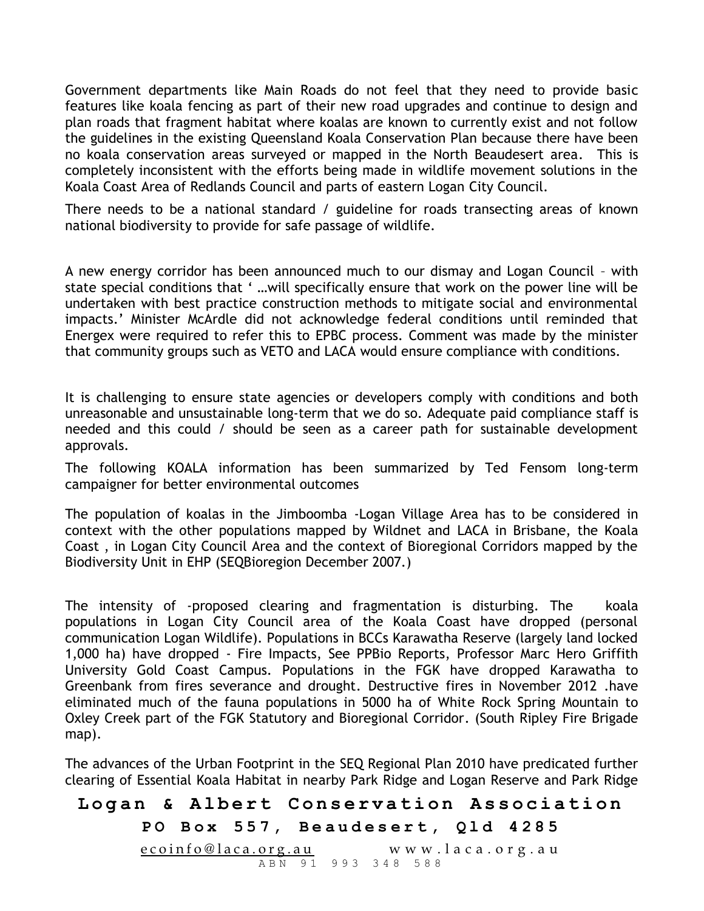Government departments like Main Roads do not feel that they need to provide basic features like koala fencing as part of their new road upgrades and continue to design and plan roads that fragment habitat where koalas are known to currently exist and not follow the guidelines in the existing Queensland Koala Conservation Plan because there have been no koala conservation areas surveyed or mapped in the North Beaudesert area. This is completely inconsistent with the efforts being made in wildlife movement solutions in the Koala Coast Area of Redlands Council and parts of eastern Logan City Council.

There needs to be a national standard / guideline for roads transecting areas of known national biodiversity to provide for safe passage of wildlife.

A new energy corridor has been announced much to our dismay and Logan Council – with state special conditions that ' …will specifically ensure that work on the power line will be undertaken with best practice construction methods to mitigate social and environmental impacts.' Minister McArdle did not acknowledge federal conditions until reminded that Energex were required to refer this to EPBC process. Comment was made by the minister that community groups such as VETO and LACA would ensure compliance with conditions.

It is challenging to ensure state agencies or developers comply with conditions and both unreasonable and unsustainable long-term that we do so. Adequate paid compliance staff is needed and this could / should be seen as a career path for sustainable development approvals.

The following KOALA information has been summarized by Ted Fensom long-term campaigner for better environmental outcomes

The population of koalas in the Jimboomba -Logan Village Area has to be considered in context with the other populations mapped by Wildnet and LACA in Brisbane, the Koala Coast , in Logan City Council Area and the context of Bioregional Corridors mapped by the Biodiversity Unit in EHP (SEQBioregion December 2007.)

The intensity of -proposed clearing and fragmentation is disturbing. The koala populations in Logan City Council area of the Koala Coast have dropped (personal communication Logan Wildlife). Populations in BCCs Karawatha Reserve (largely land locked 1,000 ha) have dropped - Fire Impacts, See PPBio Reports, Professor Marc Hero Griffith University Gold Coast Campus. Populations in the FGK have dropped Karawatha to Greenbank from fires severance and drought. Destructive fires in November 2012 .have eliminated much of the fauna populations in 5000 ha of White Rock Spring Mountain to Oxley Creek part of the FGK Statutory and Bioregional Corridor. (South Ripley Fire Brigade map).

The advances of the Urban Footprint in the SEQ Regional Plan 2010 have predicated further clearing of Essential Koala Habitat in nearby Park Ridge and Logan Reserve and Park Ridge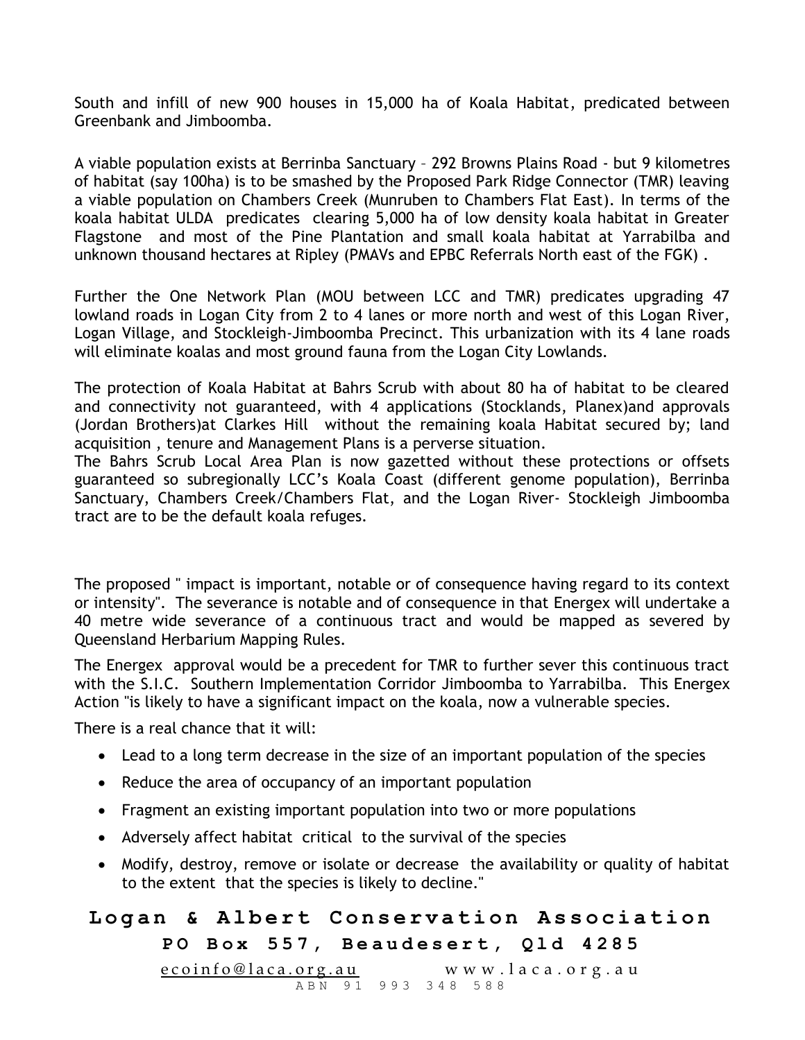South and infill of new 900 houses in 15,000 ha of Koala Habitat, predicated between Greenbank and Jimboomba.

A viable population exists at Berrinba Sanctuary – 292 Browns Plains Road - but 9 kilometres of habitat (say 100ha) is to be smashed by the Proposed Park Ridge Connector (TMR) leaving a viable population on Chambers Creek (Munruben to Chambers Flat East). In terms of the koala habitat ULDA predicates clearing 5,000 ha of low density koala habitat in Greater Flagstone and most of the Pine Plantation and small koala habitat at Yarrabilba and unknown thousand hectares at Ripley (PMAVs and EPBC Referrals North east of the FGK) .

Further the One Network Plan (MOU between LCC and TMR) predicates upgrading 47 lowland roads in Logan City from 2 to 4 lanes or more north and west of this Logan River, Logan Village, and Stockleigh-Jimboomba Precinct. This urbanization with its 4 lane roads will eliminate koalas and most ground fauna from the Logan City Lowlands.

The protection of Koala Habitat at Bahrs Scrub with about 80 ha of habitat to be cleared and connectivity not guaranteed, with 4 applications (Stocklands, Planex)and approvals (Jordan Brothers)at Clarkes Hill without the remaining koala Habitat secured by; land acquisition , tenure and Management Plans is a perverse situation.
The Bahrs Scrub Local Area Plan is now gazetted without these protections or offsets guaranteed so subregionally LCC's Koala Coast (different genome population), Berrinba Sanctuary, Chambers Creek/Chambers Flat, and the Logan River- Stockleigh Jimboomba tract are to be the default koala refuges.

The proposed " impact is important, notable or of consequence having regard to its context or intensity". The severance is notable and of consequence in that Energex will undertake a 40 metre wide severance of a continuous tract and would be mapped as severed by Queensland Herbarium Mapping Rules.

The Energex approval would be a precedent for TMR to further sever this continuous tract with the S.I.C. Southern Implementation Corridor Jimboomba to Yarrabilba. This Energex Action "is likely to have a significant impact on the koala, now a vulnerable species.

There is a real chance that it will:

- Lead to a long term decrease in the size of an important population of the species
- Reduce the area of occupancy of an important population
- Fragment an existing important population into two or more populations
- Adversely affect habitat critical to the survival of the species
- Modify, destroy, remove or isolate or decrease the availability or quality of habitat to the extent that the species is likely to decline."

**Logan & Albert Conservation Association**

**PO Box 557, Beaudesert, Qld 4285**

ecoinfo@laca.org.au www.laca.org.au

ABN 91 993 348 588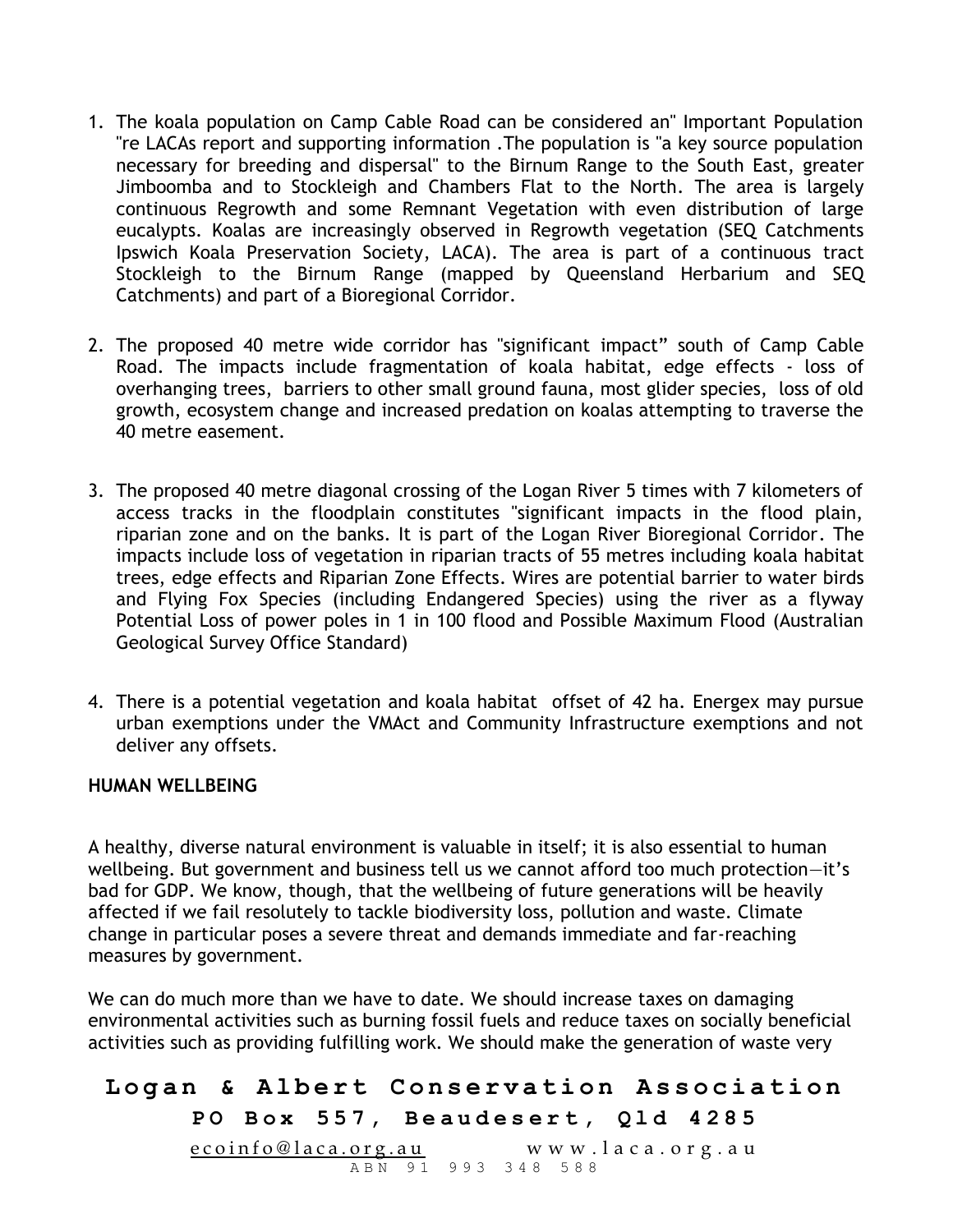1. The koala population on Camp Cable Road can be considered an" Important Population "re LACAs report and supporting information .The population is "a key source population necessary for breeding and dispersal" to the Birnum Range to the South East, greater Jimboomba and to Stockleigh and Chambers Flat to the North. The area is largely continuous Regrowth and some Remnant Vegetation with even distribution of large eucalypts. Koalas are increasingly observed in Regrowth vegetation (SEQ Catchments Ipswich Koala Preservation Society, LACA). The area is part of a continuous tract Stockleigh to the Birnum Range (mapped by Queensland Herbarium and SEQ Catchments) and part of a Bioregional Corridor.

2. The proposed 40 metre wide corridor has "significant impact" south of Camp Cable Road. The impacts include fragmentation of koala habitat, edge effects - loss of overhanging trees, barriers to other small ground fauna, most glider species, loss of old growth, ecosystem change and increased predation on koalas attempting to traverse the 40 metre easement.

3. The proposed 40 metre diagonal crossing of the Logan River 5 times with 7 kilometers of access tracks in the floodplain constitutes "significant impacts in the flood plain, riparian zone and on the banks. It is part of the Logan River Bioregional Corridor. The impacts include loss of vegetation in riparian tracts of 55 metres including koala habitat trees, edge effects and Riparian Zone Effects. Wires are potential barrier to water birds and Flying Fox Species (including Endangered Species) using the river as a flyway Potential Loss of power poles in 1 in 100 flood and Possible Maximum Flood (Australian Geological Survey Office Standard)

4. There is a potential vegetation and koala habitat offset of 42 ha. Energex may pursue urban exemptions under the VMAct and Community Infrastructure exemptions and not deliver any offsets.

**HUMAN WELLBEING**

A healthy, diverse natural environment is valuable in itself; it is also essential to human wellbeing. But government and business tell us we cannot afford too much protection—it's bad for GDP. We know, though, that the wellbeing of future generations will be heavily affected if we fail resolutely to tackle biodiversity loss, pollution and waste. Climate change in particular poses a severe threat and demands immediate and far-reaching measures by government.

We can do much more than we have to date. We should increase taxes on damaging environmental activities such as burning fossil fuels and reduce taxes on socially beneficial activities such as providing fulfilling work. We should make the generation of waste very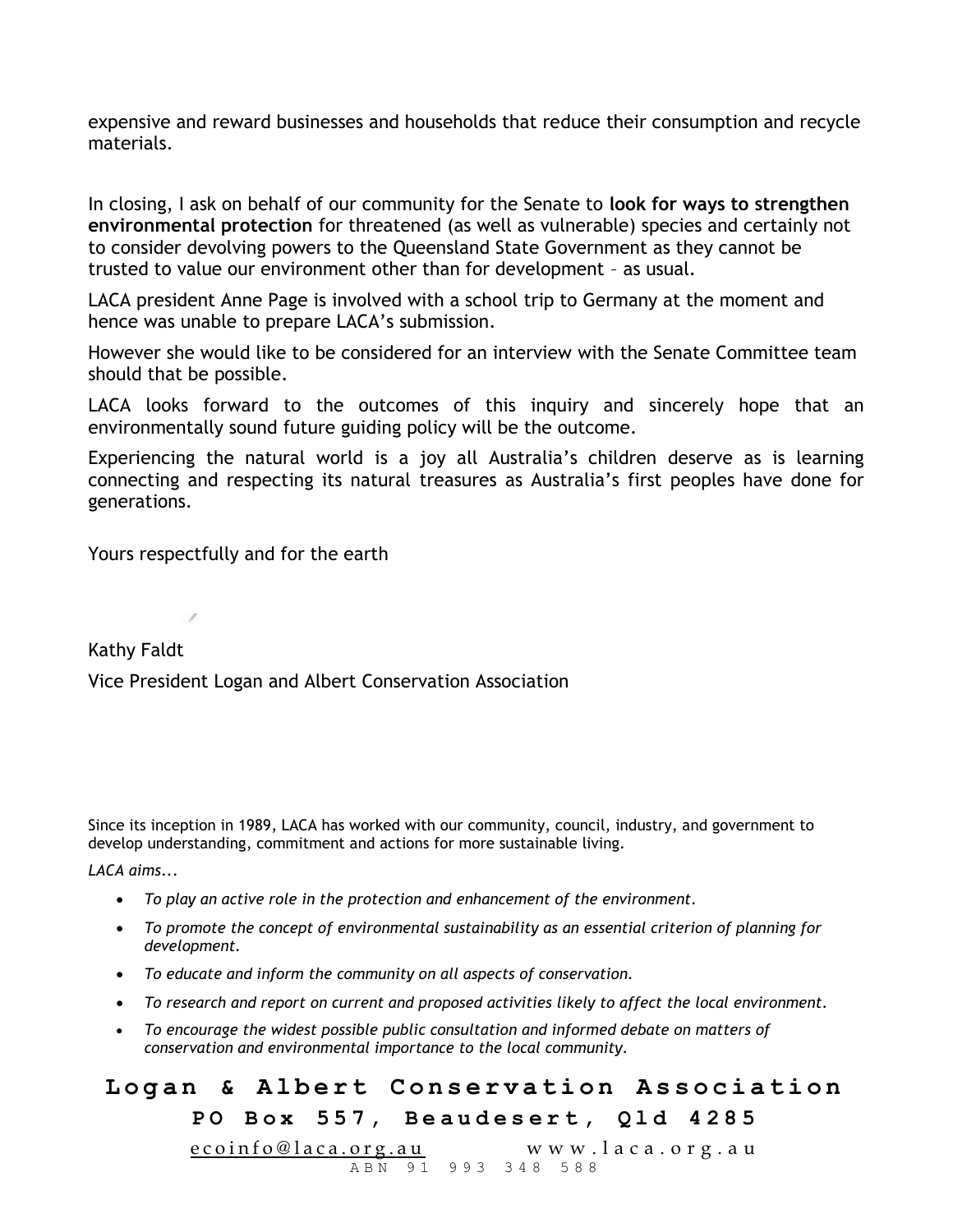expensive and reward businesses and households that reduce their consumption and recycle materials.

In closing, I ask on behalf of our community for the Senate to **look for ways to strengthen environmental protection** for threatened (as well as vulnerable) species and certainly not to consider devolving powers to the Queensland State Government as they cannot be trusted to value our environment other than for development – as usual.

LACA president Anne Page is involved with a school trip to Germany at the moment and hence was unable to prepare LACA's submission.

However she would like to be considered for an interview with the Senate Committee team should that be possible.

LACA looks forward to the outcomes of this inquiry and sincerely hope that an environmentally sound future guiding policy will be the outcome.

Experiencing the natural world is a joy all Australia's children deserve as is learning connecting and respecting its natural treasures as Australia's first peoples have done for generations.

Yours respectfully and for the earth

Kathy Faldt

Vice President Logan and Albert Conservation Association

Since its inception in 1989, LACA has worked with our community, council, industry, and government to develop understanding, commitment and actions for more sustainable living.

*LACA aims...*

- *To play an active role in the protection and enhancement of the environment.*
- *To promote the concept of environmental sustainability as an essential criterion of planning for development.*
- *To educate and inform the community on all aspects of conservation.*
- *To research and report on current and proposed activities likely to affect the local environment.*
- *To encourage the widest possible public consultation and informed debate on matters of conservation and environmental importance to the local community.*

**Logan & Albert Conservation Association**

**PO Box 557, Beaudesert, Qld 4285**

ecoinfo@laca.org.au www.laca.org.au

ABN 91 993 348 588